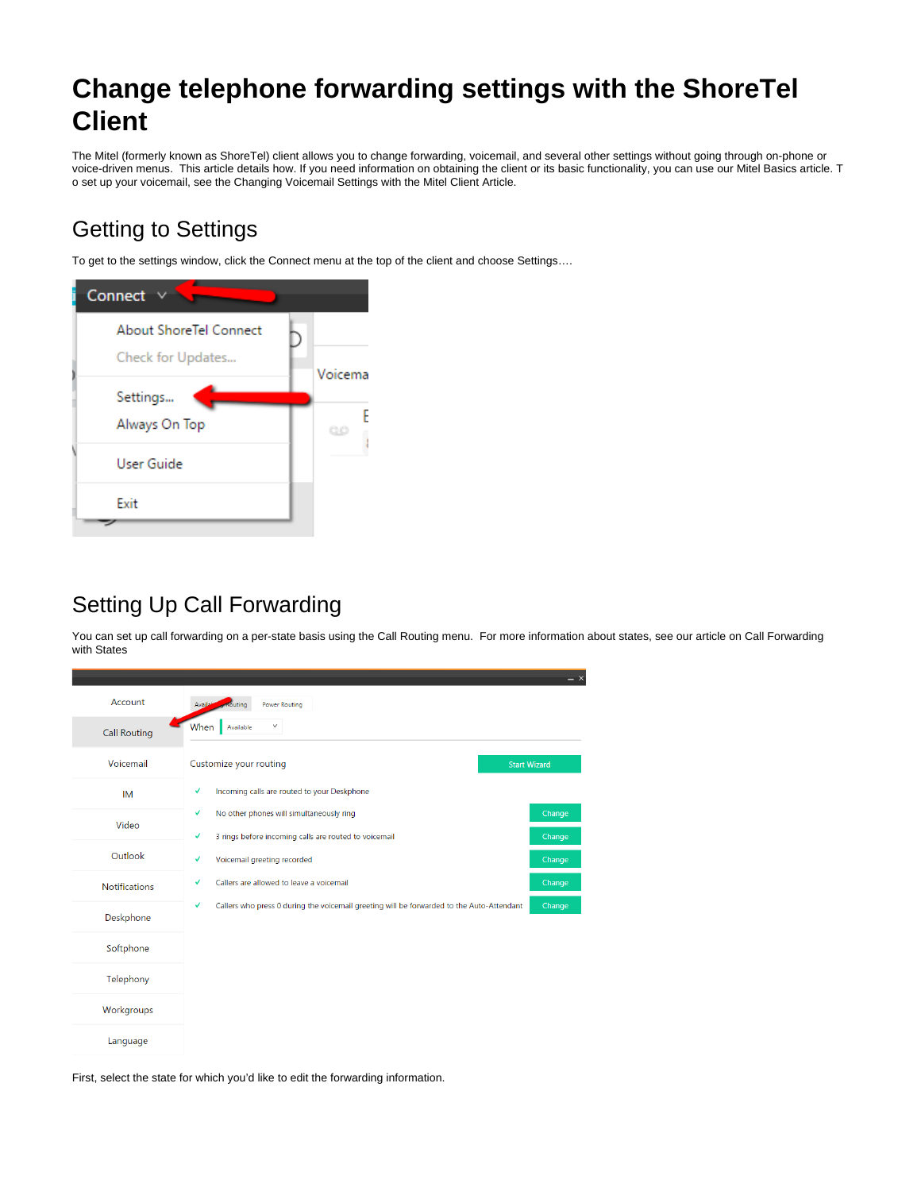# Change telephone forwarding settings with the ShoreTel Client

The Mitel (formerly known as ShoreTel) client allows you to change forwarding, voicemail, and several other settings without going through on-phone or voice-driven menus.  This article details how. If you need information on obtaining the client or its basic functionality, you can use our Mitel Basics article. To set up your voicemail, see the Changing Voicemail Settings with the Mitel Client Article.

## Getting to Settings

To get to the settings window, click the Connect menu at the top of the client and choose Settings….

## Setting Up Call Forwarding

You can set up call forwarding on a per-state basis using the Call Routing menu.  For more information about states, see our article on Call Forwarding with States

First, select the state for which you'd like to edit the forwarding information.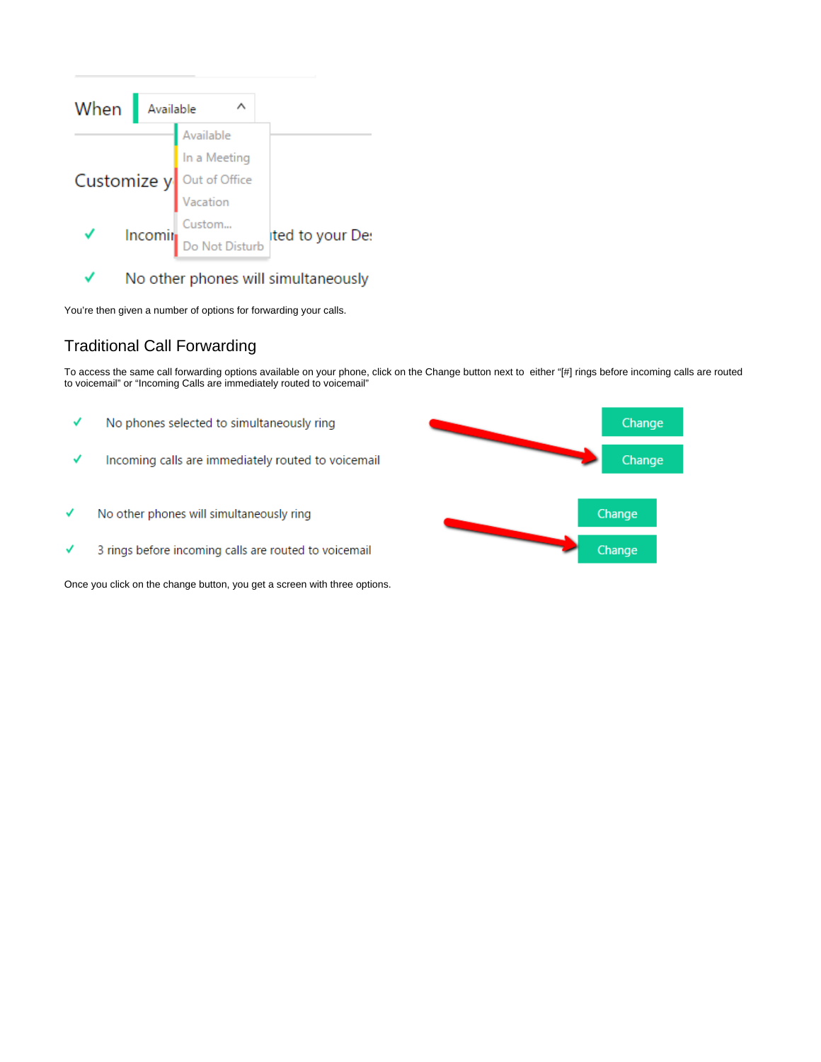When | Available

- Available
- In a Meeting
- Out of Office
- Vacation
- Custom...
- Do Not Disturb

Customize y

✓ Incomi ted to your De

✓ No other phones will simultaneously

You're then given a number of options for forwarding your calls.

## Traditional Call Forwarding

To access the same call forwarding options available on your phone, click on the Change button next to either "[#] rings before incoming calls are routed to voicemail" or "Incoming Calls are immediately routed to voicemail"

✓ No phones selected to simultaneously ring — Change

✓ Incoming calls are immediately routed to voicemail — Change

✓ No other phones will simultaneously ring — Change

✓ 3 rings before incoming calls are routed to voicemail — Change

Once you click on the change button, you get a screen with three options.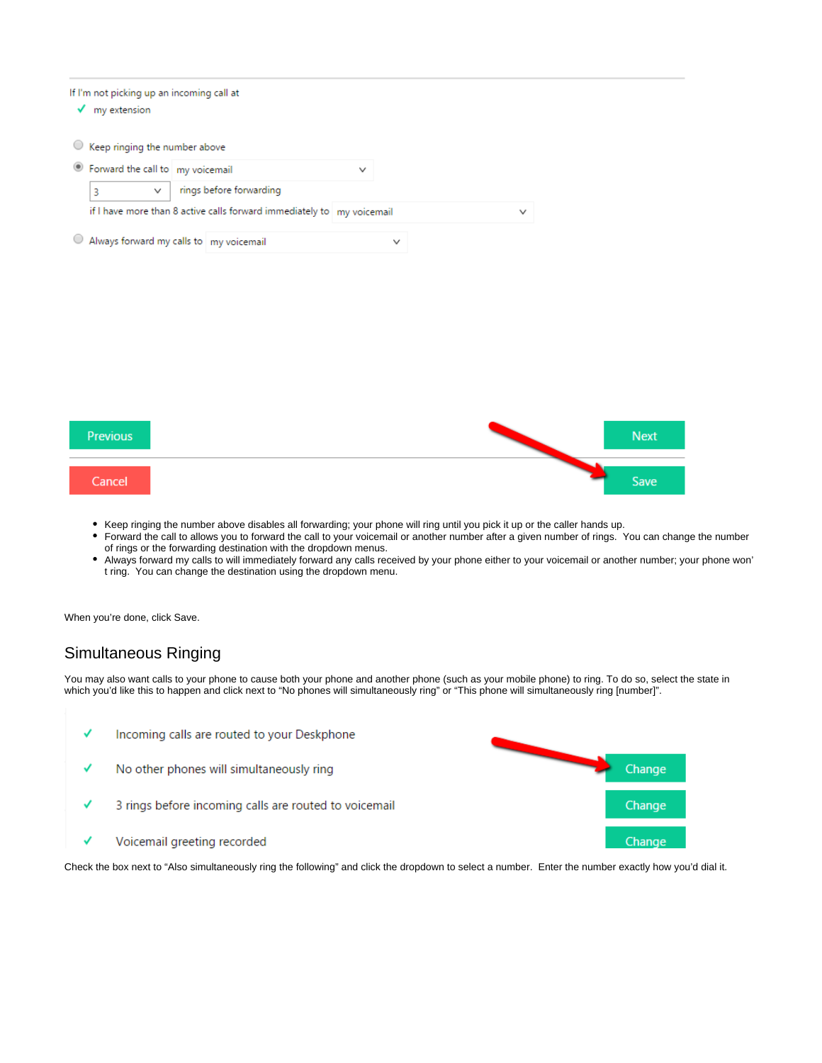If I'm not picking up an incoming call at

✓ my extension

- Keep ringing the number above
- Forward the call to my voicemail
  - 3 rings before forwarding
  - if I have more than 8 active calls forward immediately to my voicemail
- Always forward my calls to my voicemail

Previous | Next

Cancel | Save

- Keep ringing the number above disables all forwarding; your phone will ring until you pick it up or the caller hangs up.
- Forward the call to allows you to forward the call to your voicemail or another number after a given number of rings. You can change the number of rings or the forwarding destination with the dropdown menus.
- Always forward my calls to will immediately forward any calls received by your phone either to your voicemail or another number; your phone won't ring. You can change the destination using the dropdown menu.

When you're done, click Save.

## Simultaneous Ringing

You may also want calls to your phone to cause both your phone and another phone (such as your mobile phone) to ring. To do so, select the state in which you'd like this to happen and click next to "No phones will simultaneously ring" or "This phone will simultaneously ring [number]".

✓ Incoming calls are routed to your Deskphone

✓ No other phones will simultaneously ring — Change

✓ 3 rings before incoming calls are routed to voicemail — Change

✓ Voicemail greeting recorded — Change

Check the box next to "Also simultaneously ring the following" and click the dropdown to select a number. Enter the number exactly how you'd dial it.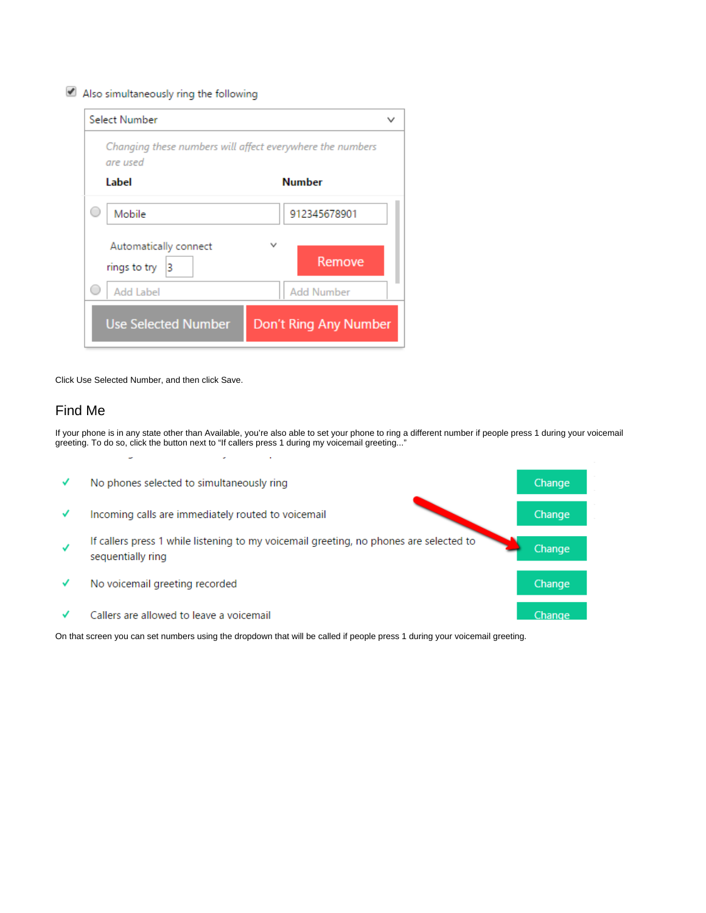Also simultaneously ring the following

Select Number

*Changing these numbers will affect everywhere the numbers are used*

| Label | Number |
|---|---|
| Mobile | 912345678901 |
| Add Label | Add Number |

Automatically connect

rings to try 3

Remove

Use Selected Number | Don't Ring Any Number

Click Use Selected Number, and then click Save.

## Find Me

If your phone is in any state other than Available, you're also able to set your phone to ring a different number if people press 1 during your voicemail greeting. To do so, click the button next to "If callers press 1 during my voicemail greeting..."

| | | |
|---|---|---|
| ✓ | No phones selected to simultaneously ring | Change |
| ✓ | Incoming calls are immediately routed to voicemail | Change |
| ✓ | If callers press 1 while listening to my voicemail greeting, no phones are selected to sequentially ring | Change |
| ✓ | No voicemail greeting recorded | Change |
| ✓ | Callers are allowed to leave a voicemail | Change |

On that screen you can set numbers using the dropdown that will be called if people press 1 during your voicemail greeting.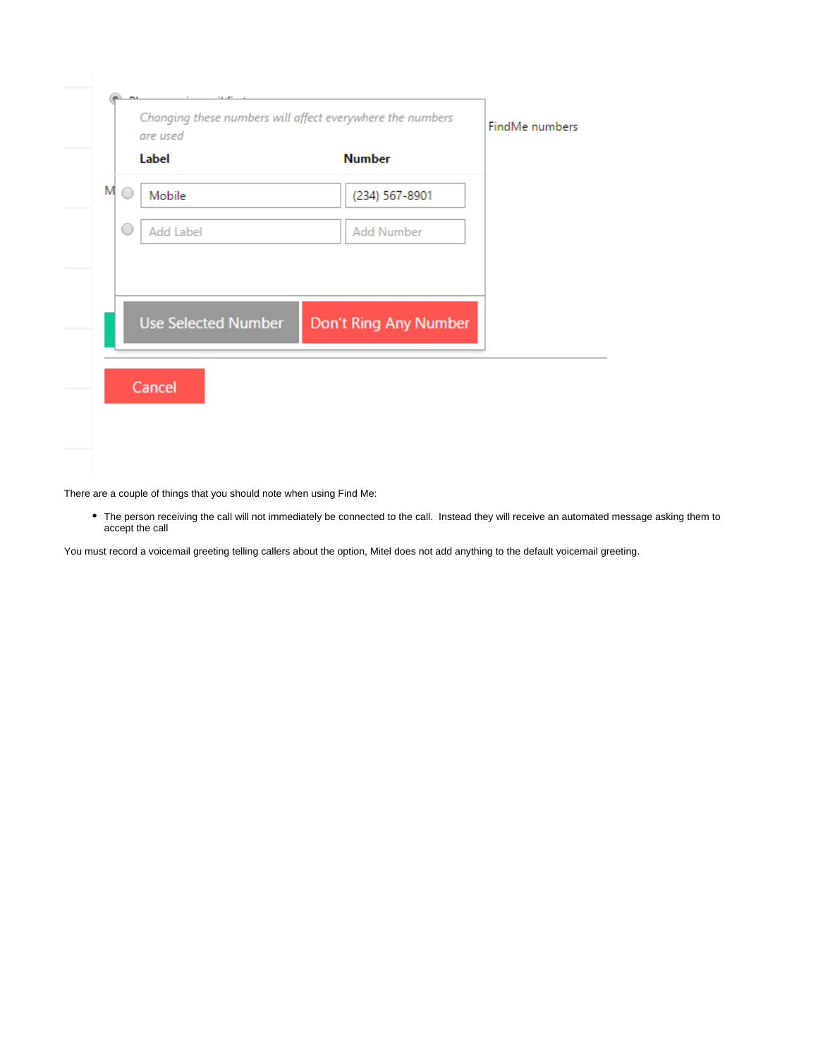There are a couple of things that you should note when using Find Me:

- The person receiving the call will not immediately be connected to the call.  Instead they will receive an automated message asking them to accept the call

You must record a voicemail greeting telling callers about the option, Mitel does not add anything to the default voicemail greeting.